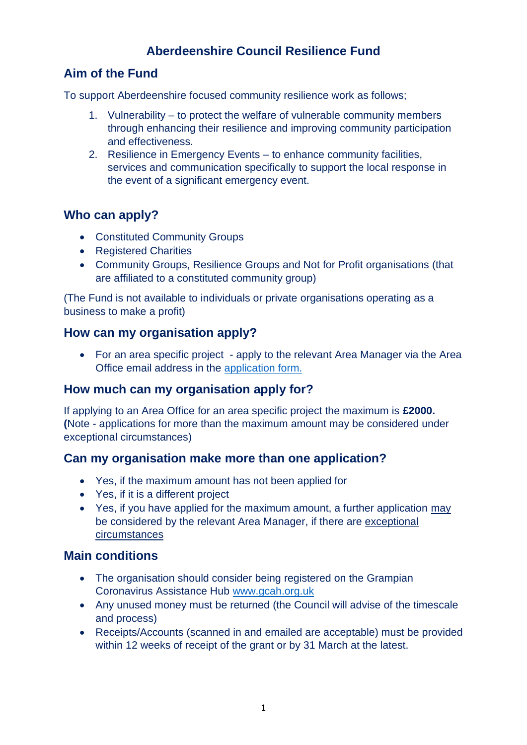# Aberdeenshire Council Resilience Fund

## Aim of the Fund

To support Aberdeenshire focused community resilience work as follows;

1. Vulnerability – to protect the welfare of vulnerable community members through enhancing their resilience and improving community participation and effectiveness.
2. Resilience in Emergency Events – to enhance community facilities, services and communication specifically to support the local response in the event of a significant emergency event.

## Who can apply?

- Constituted Community Groups
- Registered Charities
- Community Groups, Resilience Groups and Not for Profit organisations (that are affiliated to a constituted community group)

(The Fund is not available to individuals or private organisations operating as a business to make a profit)

## How can my organisation apply?

- For an area specific project - apply to the relevant Area Manager via the Area Office email address in the application form.

## How much can my organisation apply for?

If applying to an Area Office for an area specific project the maximum is **£2000.** **(**Note - applications for more than the maximum amount may be considered under exceptional circumstances)

## Can my organisation make more than one application?

- Yes, if the maximum amount has not been applied for
- Yes, if it is a different project
- Yes, if you have applied for the maximum amount, a further application may be considered by the relevant Area Manager, if there are exceptional circumstances

## Main conditions

- The organisation should consider being registered on the Grampian Coronavirus Assistance Hub www.gcah.org.uk
- Any unused money must be returned (the Council will advise of the timescale and process)
- Receipts/Accounts (scanned in and emailed are acceptable) must be provided within 12 weeks of receipt of the grant or by 31 March at the latest.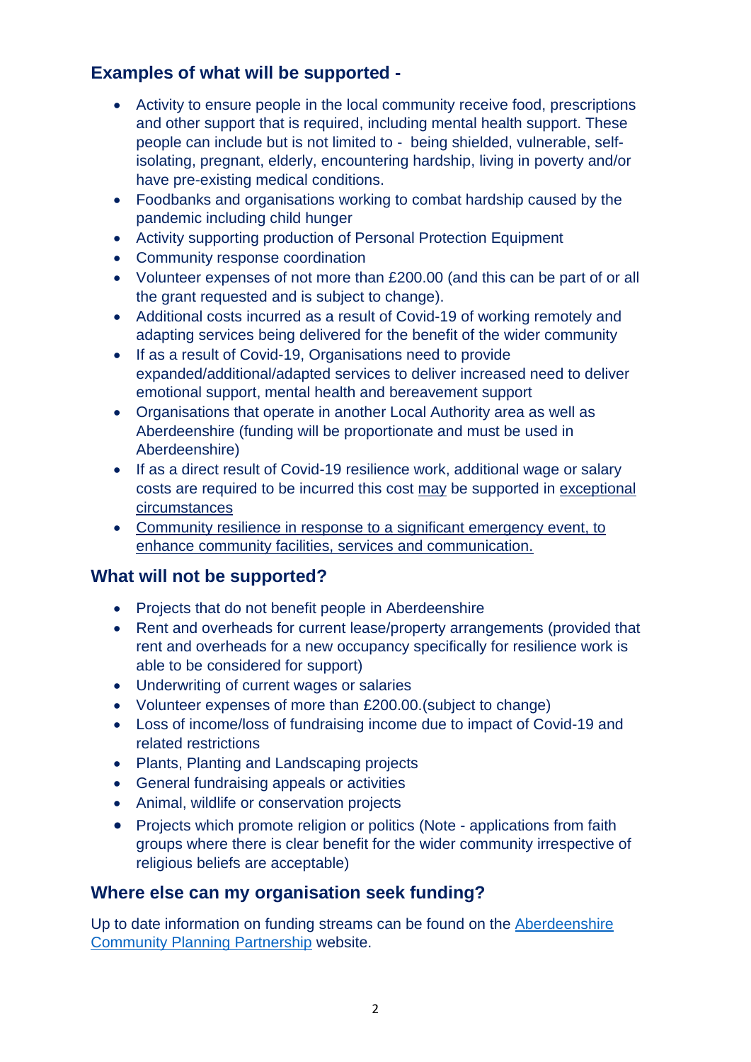## Examples of what will be supported -

- Activity to ensure people in the local community receive food, prescriptions and other support that is required, including mental health support. These people can include but is not limited to - being shielded, vulnerable, self-isolating, pregnant, elderly, encountering hardship, living in poverty and/or have pre-existing medical conditions.
- Foodbanks and organisations working to combat hardship caused by the pandemic including child hunger
- Activity supporting production of Personal Protection Equipment
- Community response coordination
- Volunteer expenses of not more than £200.00 (and this can be part of or all the grant requested and is subject to change).
- Additional costs incurred as a result of Covid-19 of working remotely and adapting services being delivered for the benefit of the wider community
- If as a result of Covid-19, Organisations need to provide expanded/additional/adapted services to deliver increased need to deliver emotional support, mental health and bereavement support
- Organisations that operate in another Local Authority area as well as Aberdeenshire (funding will be proportionate and must be used in Aberdeenshire)
- If as a direct result of Covid-19 resilience work, additional wage or salary costs are required to be incurred this cost may be supported in exceptional circumstances
- Community resilience in response to a significant emergency event, to enhance community facilities, services and communication.

## What will not be supported?

- Projects that do not benefit people in Aberdeenshire
- Rent and overheads for current lease/property arrangements (provided that rent and overheads for a new occupancy specifically for resilience work is able to be considered for support)
- Underwriting of current wages or salaries
- Volunteer expenses of more than £200.00.(subject to change)
- Loss of income/loss of fundraising income due to impact of Covid-19 and related restrictions
- Plants, Planting and Landscaping projects
- General fundraising appeals or activities
- Animal, wildlife or conservation projects
- Projects which promote religion or politics (Note - applications from faith groups where there is clear benefit for the wider community irrespective of religious beliefs are acceptable)

## Where else can my organisation seek funding?

Up to date information on funding streams can be found on the Aberdeenshire Community Planning Partnership website.